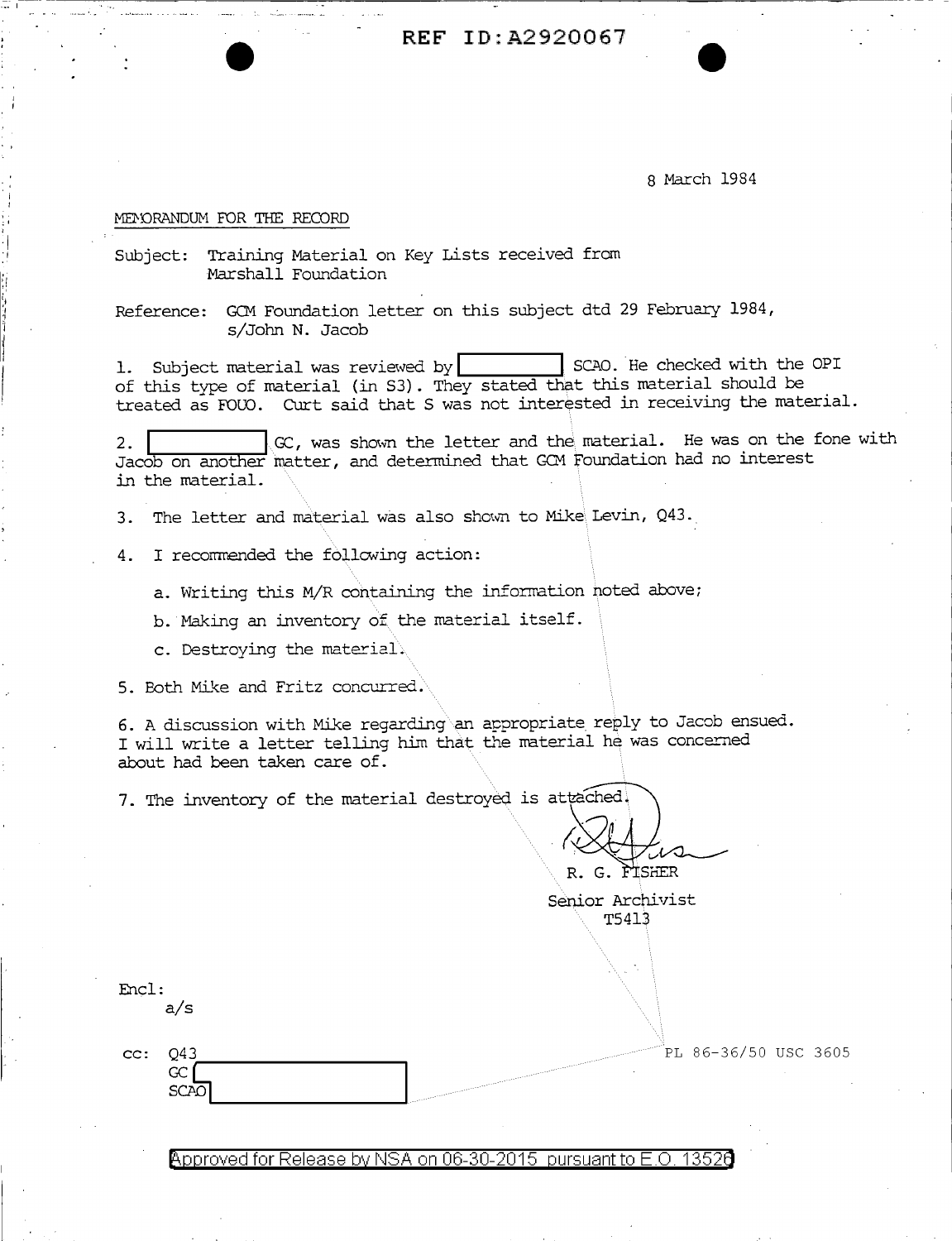REF ID:A2920067

8 March 1984

MEMORANDUM FOR THE RECORD

Subject: Training Material on Key Lists received from Marshall Foundation

Reference: GCM Foundation letter on this subject dtd 29 February 1984, s/John N. Jacob

1. Subject material was reviewed by [redacted] SCAO. He checked with the OPI of this type of material (in S3). They stated that this material should be treated as FOUO. Curt said that S was not interested in receiving the material.

2. [redacted] GC, was shown the letter and the material. He was on the fone with Jacob on another matter, and determined that GCM Foundation had no interest in the material.

3. The letter and material was also shown to Mike Levin, Q43.

4. I recommended the following action:

   a. Writing this M/R containing the information noted above;

   b. Making an inventory of the material itself.

   c. Destroying the material.

5. Both Mike and Fritz concurred.

6. A discussion with Mike regarding an appropriate reply to Jacob ensued. I will write a letter telling him that the material he was concerned about had been taken care of.

7. The inventory of the material destroyed is attached.

R. G. FISHER
Senior Archivist
T5413

Encl:
a/s

cc: Q43
GC [redacted]
SCAO [redacted]

PL 86-36/50 USC 3605

Approved for Release by NSA on 06-30-2015 pursuant to E.O. 13526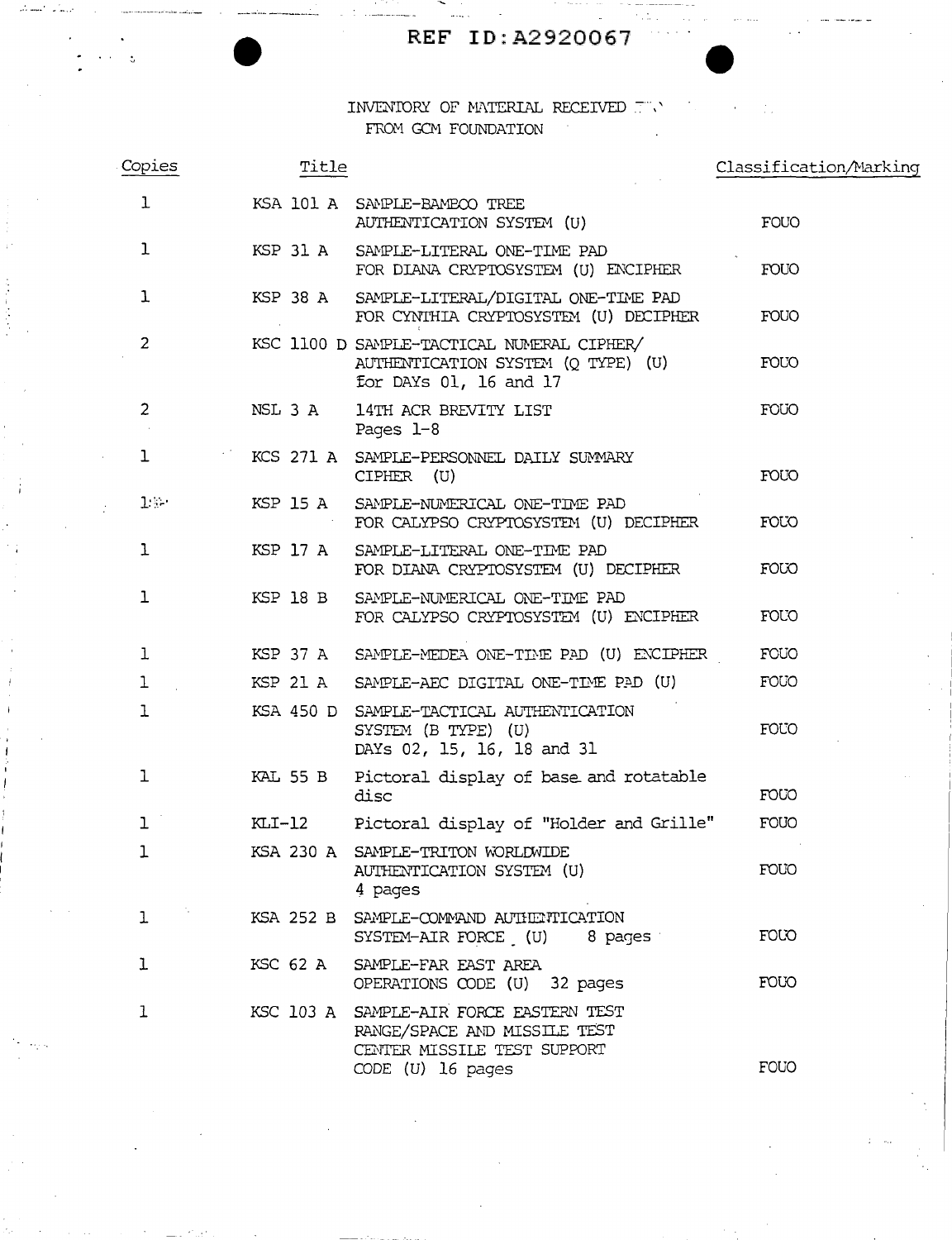REF ID:A2920067

INVENTORY OF MATERIAL RECEIVED
FROM GCM FOUNDATION

| Copies | Title | | Classification/Marking |
|---|---|---|---|
| 1 | KSA 101 A | SAMPLE-BAMBOO TREE AUTHENTICATION SYSTEM (U) | FOUO |
| 1 | KSP 31 A | SAMPLE-LITERAL ONE-TIME PAD FOR DIANA CRYPTOSYSTEM (U) ENCIPHER | FOUO |
| 1 | KSP 38 A | SAMPLE-LITERAL/DIGITAL ONE-TIME PAD FOR CYNTHIA CRYPTOSYSTEM (U) DECIPHER | FOUO |
| 2 | KSC 1100 D | SAMPLE-TACTICAL NUMERAL CIPHER/ AUTHENTICATION SYSTEM (Q TYPE) (U) for DAYs 01, 16 and 17 | FOUO |
| 2 | NSL 3 A | 14TH ACR BREVITY LIST Pages 1-8 | FOUO |
| 1 | KCS 271 A | SAMPLE-PERSONNEL DAILY SUMMARY CIPHER (U) | FOUO |
| 1 | KSP 15 A | SAMPLE-NUMERICAL ONE-TIME PAD FOR CALYPSO CRYPTOSYSTEM (U) DECIPHER | FOUO |
| 1 | KSP 17 A | SAMPLE-LITERAL ONE-TIME PAD FOR DIANA CRYPTOSYSTEM (U) DECIPHER | FOUO |
| 1 | KSP 18 B | SAMPLE-NUMERICAL ONE-TIME PAD FOR CALYPSO CRYPTOSYSTEM (U) ENCIPHER | FOUO |
| 1 | KSP 37 A | SAMPLE-MEDEA ONE-TIME PAD (U) ENCIPHER | FOUO |
| 1 | KSP 21 A | SAMPLE-AEC DIGITAL ONE-TIME PAD (U) | FOUO |
| 1 | KSA 450 D | SAMPLE-TACTICAL AUTHENTICATION SYSTEM (B TYPE) (U) DAYs 02, 15, 16, 18 and 31 | FOUO |
| 1 | KAL 55 B | Pictoral display of base and rotatable disc | FOUO |
| 1 | KLI-12 | Pictoral display of "Holder and Grille" | FOUO |
| 1 | KSA 230 A | SAMPLE-TRITON WORLDWIDE AUTHENTICATION SYSTEM (U) 4 pages | FOUO |
| 1 | KSA 252 B | SAMPLE-COMMAND AUTHENTICATION SYSTEM-AIR FORCE (U) 8 pages | FOUO |
| 1 | KSC 62 A | SAMPLE-FAR EAST AREA OPERATIONS CODE (U) 32 pages | FOUO |
| 1 | KSC 103 A | SAMPLE-AIR FORCE EASTERN TEST RANGE/SPACE AND MISSILE TEST CENTER MISSILE TEST SUPPORT CODE (U) 16 pages | FOUO |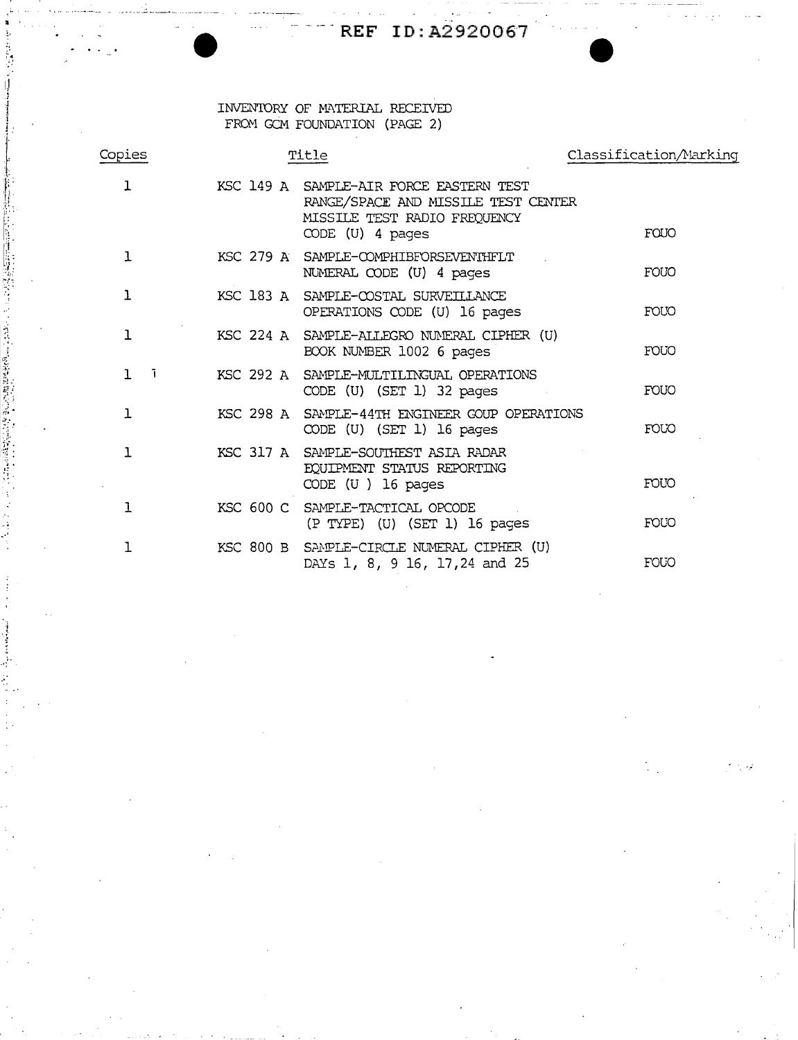REF ID:A2920067

INVENTORY OF MATERIAL RECEIVED
FROM GCM FOUNDATION (PAGE 2)

| Copies | Title | Classification/Marking |
|---|---|---|
| 1 | KSC 149 A SAMPLE-AIR FORCE EASTERN TEST RANGE/SPACE AND MISSILE TEST CENTER MISSILE TEST RADIO FREQUENCY CODE (U) 4 pages | FOUO |
| 1 | KSC 279 A SAMPLE-COMPHIBFORSEVENTHFLT NUMERAL CODE (U) 4 pages | FOUO |
| 1 | KSC 183 A SAMPLE-COSTAL SURVEILLANCE OPERATIONS CODE (U) 16 pages | FOUO |
| 1 | KSC 224 A SAMPLE-ALLEGRO NUMERAL CIPHER (U) BOOK NUMBER 1002 6 pages | FOUO |
| 1 | KSC 292 A SAMPLE-MULTILINGUAL OPERATIONS CODE (U) (SET 1) 32 pages | FOUO |
| 1 | KSC 298 A SAMPLE-44TH ENGINEER GOUP OPERATIONS CODE (U) (SET 1) 16 pages | FOUO |
| 1 | KSC 317 A SAMPLE-SOUTHEST ASIA RADAR EQUIPMENT STATUS REPORTING CODE (U ) 16 pages | FOUO |
| 1 | KSC 600 C SAMPLE-TACTICAL OPCODE (P TYPE) (U) (SET 1) 16 pages | FOUO |
| 1 | KSC 800 B SAMPLE-CIRCLE NUMERAL CIPHER (U) DAYs 1, 8, 9 16, 17,24 and 25 | FOUO |